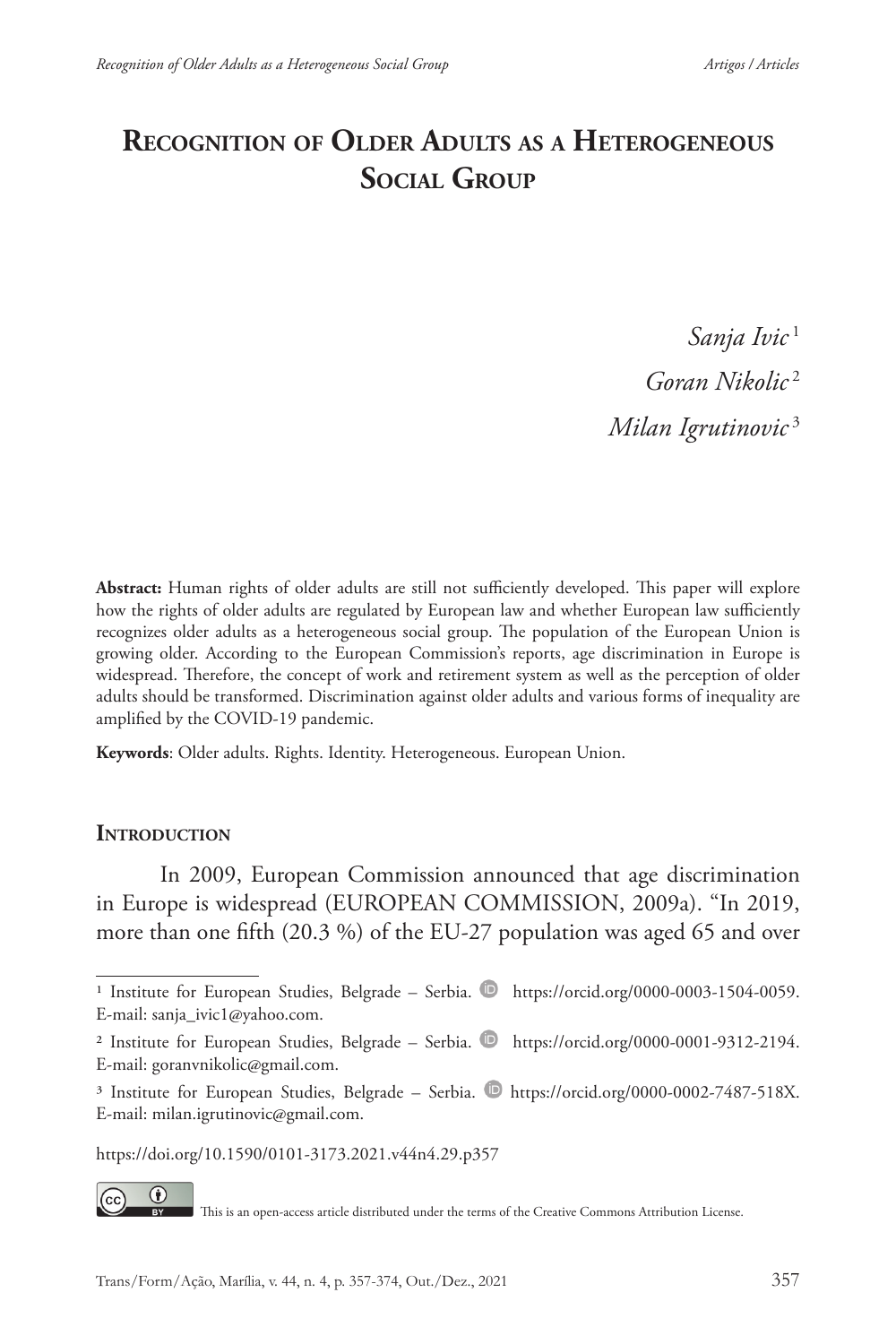# Recognition of Older Adults as a Heterogeneous Social Group

*Sanja Ivic*[1]

*Goran Nikolic*[2]

*Milan Igrutinovic*[3]

**Abstract:** Human rights of older adults are still not sufficiently developed. This paper will explore how the rights of older adults are regulated by European law and whether European law sufficiently recognizes older adults as a heterogeneous social group. The population of the European Union is growing older. According to the European Commission's reports, age discrimination in Europe is widespread. Therefore, the concept of work and retirement system as well as the perception of older adults should be transformed. Discrimination against older adults and various forms of inequality are amplified by the COVID-19 pandemic.

**Keywords**: Older adults. Rights. Identity. Heterogeneous. European Union.

## Introduction

In 2009, European Commission announced that age discrimination in Europe is widespread (EUROPEAN COMMISSION, 2009a). "In 2019, more than one fifth (20.3 %) of the EU-27 population was aged 65 and over

---

[1] Institute for European Studies, Belgrade – Serbia. https://orcid.org/0000-0003-1504-0059. E-mail: sanja_ivic1@yahoo.com.

[2] Institute for European Studies, Belgrade – Serbia. https://orcid.org/0000-0001-9312-2194. E-mail: goranvnikolic@gmail.com.

[3] Institute for European Studies, Belgrade – Serbia. https://orcid.org/0000-0002-7487-518X. E-mail: milan.igrutinovic@gmail.com.

https://doi.org/10.1590/0101-3173.2021.v44n4.29.p357

This is an open-access article distributed under the terms of the Creative Commons Attribution License.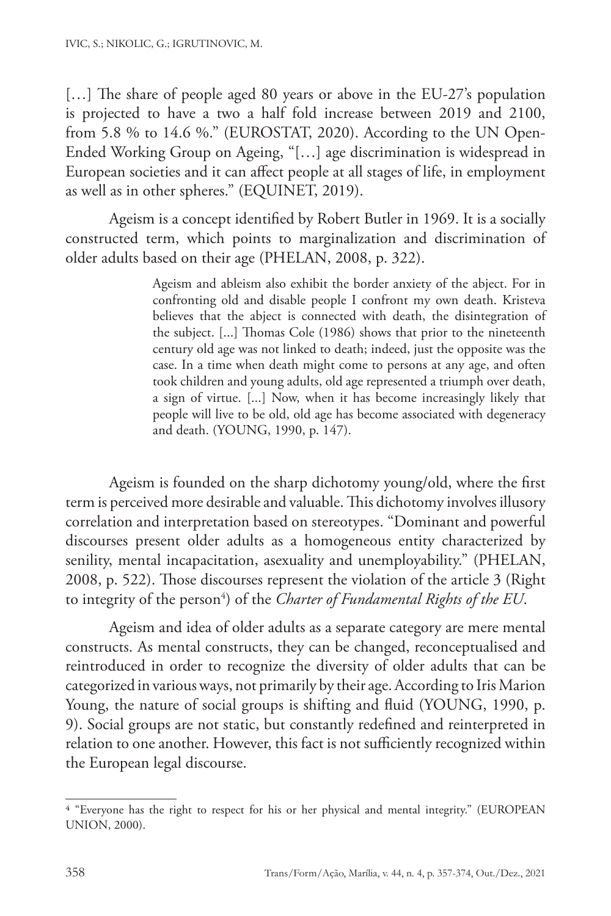[…] The share of people aged 80 years or above in the EU-27's population is projected to have a two a half fold increase between 2019 and 2100, from 5.8 % to 14.6 %." (EUROSTAT, 2020). According to the UN Open-Ended Working Group on Ageing, "[…] age discrimination is widespread in European societies and it can affect people at all stages of life, in employment as well as in other spheres." (EQUINET, 2019).

Ageism is a concept identified by Robert Butler in 1969. It is a socially constructed term, which points to marginalization and discrimination of older adults based on their age (PHELAN, 2008, p. 322).

> Ageism and ableism also exhibit the border anxiety of the abject. For in confronting old and disable people I confront my own death. Kristeva believes that the abject is connected with death, the disintegration of the subject. [...] Thomas Cole (1986) shows that prior to the nineteenth century old age was not linked to death; indeed, just the opposite was the case. In a time when death might come to persons at any age, and often took children and young adults, old age represented a triumph over death, a sign of virtue. [...] Now, when it has become increasingly likely that people will live to be old, old age has become associated with degeneracy and death. (YOUNG, 1990, p. 147).

Ageism is founded on the sharp dichotomy young/old, where the first term is perceived more desirable and valuable. This dichotomy involves illusory correlation and interpretation based on stereotypes. "Dominant and powerful discourses present older adults as a homogeneous entity characterized by senility, mental incapacitation, asexuality and unemployability." (PHELAN, 2008, p. 522). Those discourses represent the violation of the article 3 (Right to integrity of the person[4]) of the *Charter of Fundamental Rights of the EU*.

Ageism and idea of older adults as a separate category are mere mental constructs. As mental constructs, they can be changed, reconceptualised and reintroduced in order to recognize the diversity of older adults that can be categorized in various ways, not primarily by their age. According to Iris Marion Young, the nature of social groups is shifting and fluid (YOUNG, 1990, p. 9). Social groups are not static, but constantly redefined and reinterpreted in relation to one another. However, this fact is not sufficiently recognized within the European legal discourse.

---

[4] "Everyone has the right to respect for his or her physical and mental integrity." (EUROPEAN UNION, 2000).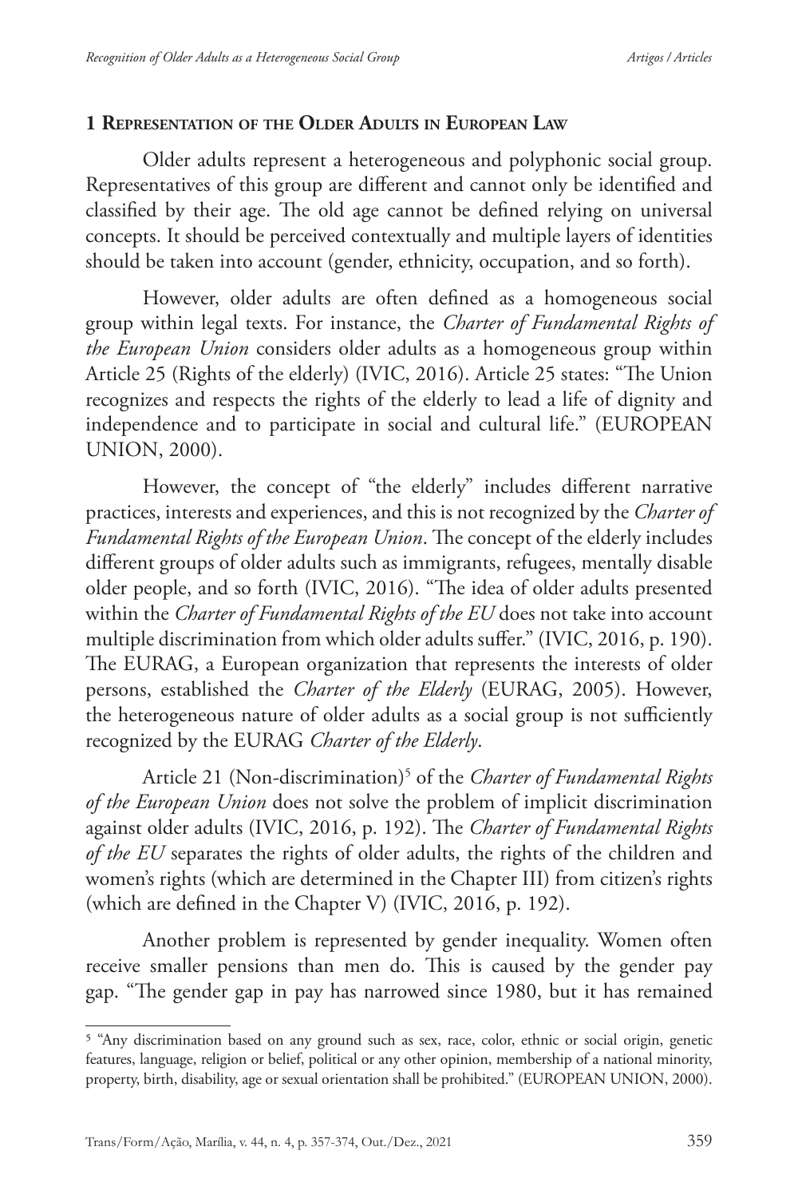## 1 Representation of the Older Adults in European Law

Older adults represent a heterogeneous and polyphonic social group. Representatives of this group are different and cannot only be identified and classified by their age. The old age cannot be defined relying on universal concepts. It should be perceived contextually and multiple layers of identities should be taken into account (gender, ethnicity, occupation, and so forth).

However, older adults are often defined as a homogeneous social group within legal texts. For instance, the *Charter of Fundamental Rights of the European Union* considers older adults as a homogeneous group within Article 25 (Rights of the elderly) (IVIC, 2016). Article 25 states: "The Union recognizes and respects the rights of the elderly to lead a life of dignity and independence and to participate in social and cultural life." (EUROPEAN UNION, 2000).

However, the concept of "the elderly" includes different narrative practices, interests and experiences, and this is not recognized by the *Charter of Fundamental Rights of the European Union*. The concept of the elderly includes different groups of older adults such as immigrants, refugees, mentally disable older people, and so forth (IVIC, 2016). "The idea of older adults presented within the *Charter of Fundamental Rights of the EU* does not take into account multiple discrimination from which older adults suffer." (IVIC, 2016, p. 190). The EURAG, a European organization that represents the interests of older persons, established the *Charter of the Elderly* (EURAG, 2005). However, the heterogeneous nature of older adults as a social group is not sufficiently recognized by the EURAG *Charter of the Elderly*.

Article 21 (Non-discrimination)[5] of the *Charter of Fundamental Rights of the European Union* does not solve the problem of implicit discrimination against older adults (IVIC, 2016, p. 192). The *Charter of Fundamental Rights of the EU* separates the rights of older adults, the rights of the children and women's rights (which are determined in the Chapter III) from citizen's rights (which are defined in the Chapter V) (IVIC, 2016, p. 192).

Another problem is represented by gender inequality. Women often receive smaller pensions than men do. This is caused by the gender pay gap. "The gender gap in pay has narrowed since 1980, but it has remained

[5] "Any discrimination based on any ground such as sex, race, color, ethnic or social origin, genetic features, language, religion or belief, political or any other opinion, membership of a national minority, property, birth, disability, age or sexual orientation shall be prohibited." (EUROPEAN UNION, 2000).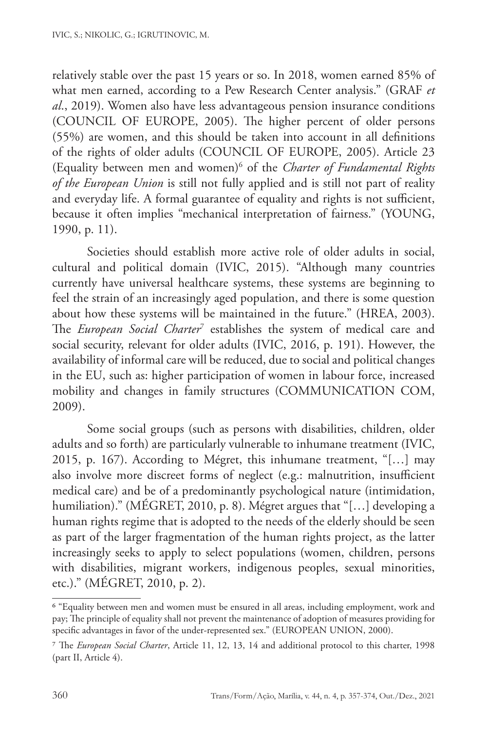relatively stable over the past 15 years or so. In 2018, women earned 85% of what men earned, according to a Pew Research Center analysis." (GRAF *et al*., 2019). Women also have less advantageous pension insurance conditions (COUNCIL OF EUROPE, 2005). The higher percent of older persons (55%) are women, and this should be taken into account in all definitions of the rights of older adults (COUNCIL OF EUROPE, 2005). Article 23 (Equality between men and women)[6] of the *Charter of Fundamental Rights of the European Union* is still not fully applied and is still not part of reality and everyday life. A formal guarantee of equality and rights is not sufficient, because it often implies "mechanical interpretation of fairness." (YOUNG, 1990, p. 11).

Societies should establish more active role of older adults in social, cultural and political domain (IVIC, 2015). "Although many countries currently have universal healthcare systems, these systems are beginning to feel the strain of an increasingly aged population, and there is some question about how these systems will be maintained in the future." (HREA, 2003). The *European Social Charter*[7] establishes the system of medical care and social security, relevant for older adults (IVIC, 2016, p. 191). However, the availability of informal care will be reduced, due to social and political changes in the EU, such as: higher participation of women in labour force, increased mobility and changes in family structures (COMMUNICATION COM, 2009).

Some social groups (such as persons with disabilities, children, older adults and so forth) are particularly vulnerable to inhumane treatment (IVIC, 2015, p. 167). According to Mégret, this inhumane treatment, "[…] may also involve more discreet forms of neglect (e.g.: malnutrition, insufficient medical care) and be of a predominantly psychological nature (intimidation, humiliation)." (MÉGRET, 2010, p. 8). Mégret argues that "[…] developing a human rights regime that is adopted to the needs of the elderly should be seen as part of the larger fragmentation of the human rights project, as the latter increasingly seeks to apply to select populations (women, children, persons with disabilities, migrant workers, indigenous peoples, sexual minorities, etc.)." (MÉGRET, 2010, p. 2).

---

[6] "Equality between men and women must be ensured in all areas, including employment, work and pay; The principle of equality shall not prevent the maintenance of adoption of measures providing for specific advantages in favor of the under-represented sex." (EUROPEAN UNION, 2000).

[7] The *European Social Charter*, Article 11, 12, 13, 14 and additional protocol to this charter, 1998 (part II, Article 4).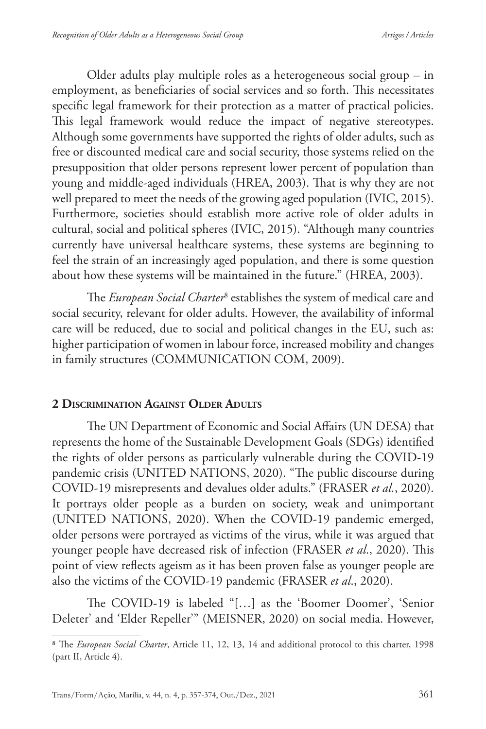Older adults play multiple roles as a heterogeneous social group – in employment, as beneficiaries of social services and so forth. This necessitates specific legal framework for their protection as a matter of practical policies. This legal framework would reduce the impact of negative stereotypes. Although some governments have supported the rights of older adults, such as free or discounted medical care and social security, those systems relied on the presupposition that older persons represent lower percent of population than young and middle-aged individuals (HREA, 2003). That is why they are not well prepared to meet the needs of the growing aged population (IVIC, 2015). Furthermore, societies should establish more active role of older adults in cultural, social and political spheres (IVIC, 2015). "Although many countries currently have universal healthcare systems, these systems are beginning to feel the strain of an increasingly aged population, and there is some question about how these systems will be maintained in the future." (HREA, 2003).

The *European Social Charter*[8] establishes the system of medical care and social security, relevant for older adults. However, the availability of informal care will be reduced, due to social and political changes in the EU, such as: higher participation of women in labour force, increased mobility and changes in family structures (COMMUNICATION COM, 2009).

## 2 Discrimination Against Older Adults

The UN Department of Economic and Social Affairs (UN DESA) that represents the home of the Sustainable Development Goals (SDGs) identified the rights of older persons as particularly vulnerable during the COVID-19 pandemic crisis (UNITED NATIONS, 2020). "The public discourse during COVID-19 misrepresents and devalues older adults." (FRASER *et al.*, 2020). It portrays older people as a burden on society, weak and unimportant (UNITED NATIONS, 2020). When the COVID-19 pandemic emerged, older persons were portrayed as victims of the virus, while it was argued that younger people have decreased risk of infection (FRASER *et al.*, 2020). This point of view reflects ageism as it has been proven false as younger people are also the victims of the COVID-19 pandemic (FRASER *et al*., 2020).

The COVID-19 is labeled "[…] as the 'Boomer Doomer', 'Senior Deleter' and 'Elder Repeller'" (MEISNER, 2020) on social media. However,

---

[8] The *European Social Charter*, Article 11, 12, 13, 14 and additional protocol to this charter, 1998 (part II, Article 4).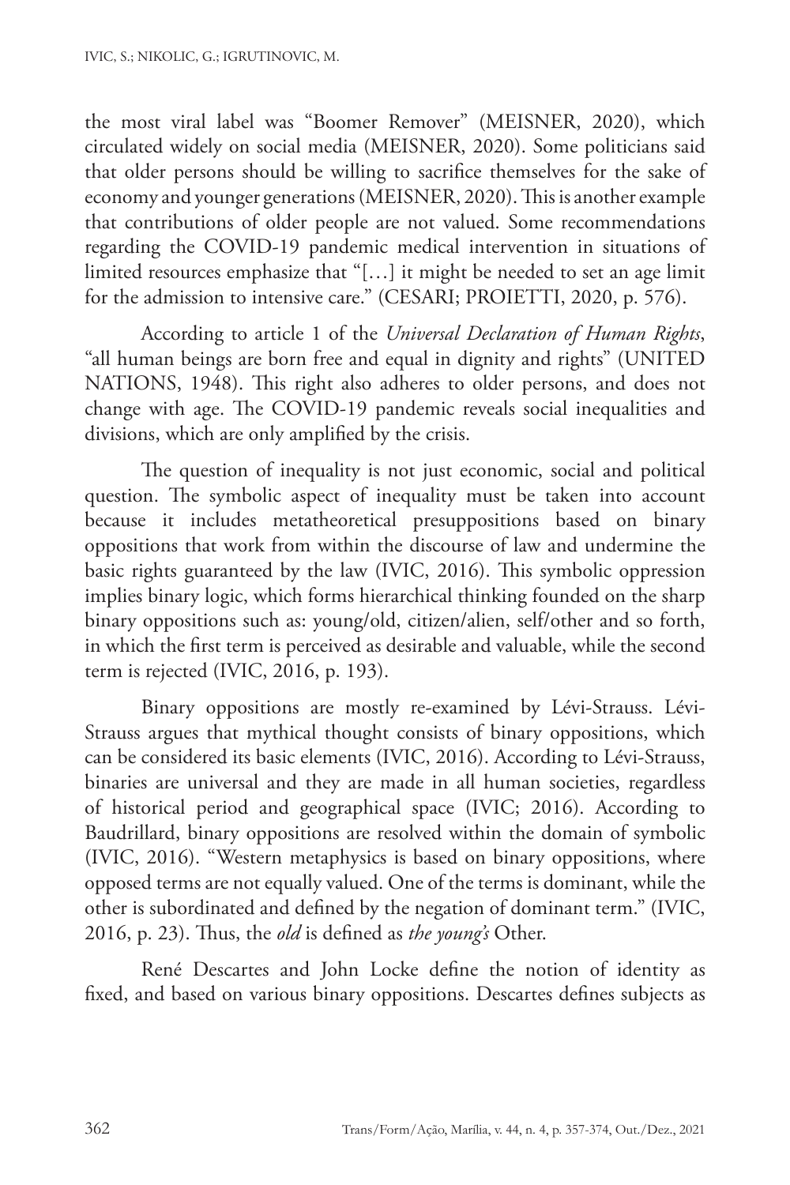the most viral label was "Boomer Remover" (MEISNER, 2020), which circulated widely on social media (MEISNER, 2020). Some politicians said that older persons should be willing to sacrifice themselves for the sake of economy and younger generations (MEISNER, 2020). This is another example that contributions of older people are not valued. Some recommendations regarding the COVID-19 pandemic medical intervention in situations of limited resources emphasize that "[…] it might be needed to set an age limit for the admission to intensive care." (CESARI; PROIETTI, 2020, p. 576).

According to article 1 of the *Universal Declaration of Human Rights*, "all human beings are born free and equal in dignity and rights" (UNITED NATIONS, 1948). This right also adheres to older persons, and does not change with age. The COVID-19 pandemic reveals social inequalities and divisions, which are only amplified by the crisis.

The question of inequality is not just economic, social and political question. The symbolic aspect of inequality must be taken into account because it includes metatheoretical presuppositions based on binary oppositions that work from within the discourse of law and undermine the basic rights guaranteed by the law (IVIC, 2016). This symbolic oppression implies binary logic, which forms hierarchical thinking founded on the sharp binary oppositions such as: young/old, citizen/alien, self/other and so forth, in which the first term is perceived as desirable and valuable, while the second term is rejected (IVIC, 2016, p. 193).

Binary oppositions are mostly re-examined by Lévi-Strauss. Lévi-Strauss argues that mythical thought consists of binary oppositions, which can be considered its basic elements (IVIC, 2016). According to Lévi-Strauss, binaries are universal and they are made in all human societies, regardless of historical period and geographical space (IVIC; 2016). According to Baudrillard, binary oppositions are resolved within the domain of symbolic (IVIC, 2016). "Western metaphysics is based on binary oppositions, where opposed terms are not equally valued. One of the terms is dominant, while the other is subordinated and defined by the negation of dominant term." (IVIC, 2016, p. 23). Thus, the *old* is defined as *the young's* Other.

René Descartes and John Locke define the notion of identity as fixed, and based on various binary oppositions. Descartes defines subjects as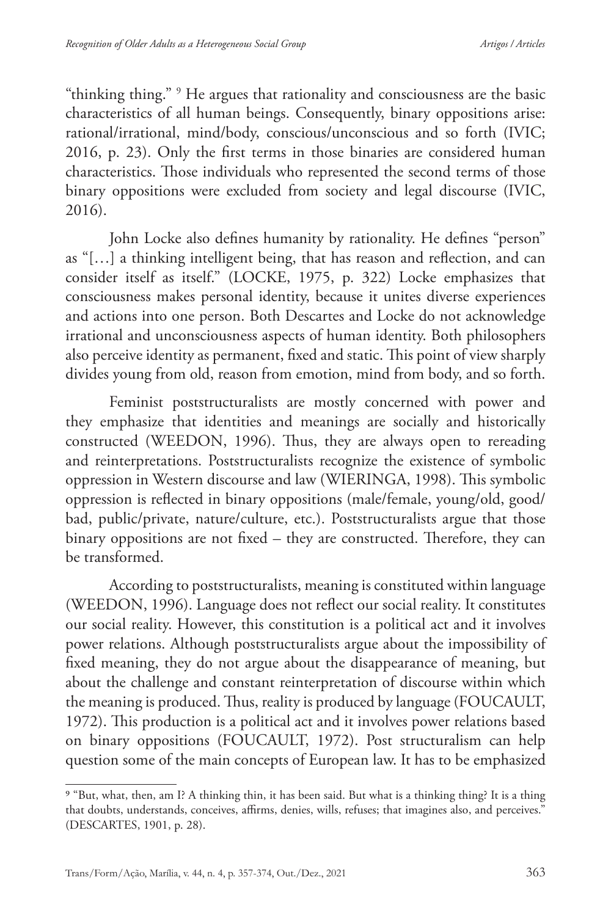"thinking thing." [9] He argues that rationality and consciousness are the basic characteristics of all human beings. Consequently, binary oppositions arise: rational/irrational, mind/body, conscious/unconscious and so forth (IVIC; 2016, p. 23). Only the first terms in those binaries are considered human characteristics. Those individuals who represented the second terms of those binary oppositions were excluded from society and legal discourse (IVIC, 2016).

John Locke also defines humanity by rationality. He defines "person" as "[…] a thinking intelligent being, that has reason and reflection, and can consider itself as itself." (LOCKE, 1975, p. 322) Locke emphasizes that consciousness makes personal identity, because it unites diverse experiences and actions into one person. Both Descartes and Locke do not acknowledge irrational and unconsciousness aspects of human identity. Both philosophers also perceive identity as permanent, fixed and static. This point of view sharply divides young from old, reason from emotion, mind from body, and so forth.

Feminist poststructuralists are mostly concerned with power and they emphasize that identities and meanings are socially and historically constructed (WEEDON, 1996). Thus, they are always open to rereading and reinterpretations. Poststructuralists recognize the existence of symbolic oppression in Western discourse and law (WIERINGA, 1998). This symbolic oppression is reflected in binary oppositions (male/female, young/old, good/bad, public/private, nature/culture, etc.). Poststructuralists argue that those binary oppositions are not fixed – they are constructed. Therefore, they can be transformed.

According to poststructuralists, meaning is constituted within language (WEEDON, 1996). Language does not reflect our social reality. It constitutes our social reality. However, this constitution is a political act and it involves power relations. Although poststructuralists argue about the impossibility of fixed meaning, they do not argue about the disappearance of meaning, but about the challenge and constant reinterpretation of discourse within which the meaning is produced. Thus, reality is produced by language (FOUCAULT, 1972). This production is a political act and it involves power relations based on binary oppositions (FOUCAULT, 1972). Post structuralism can help question some of the main concepts of European law. It has to be emphasized

---

[9] "But, what, then, am I? A thinking thin, it has been said. But what is a thinking thing? It is a thing that doubts, understands, conceives, affirms, denies, wills, refuses; that imagines also, and perceives." (DESCARTES, 1901, p. 28).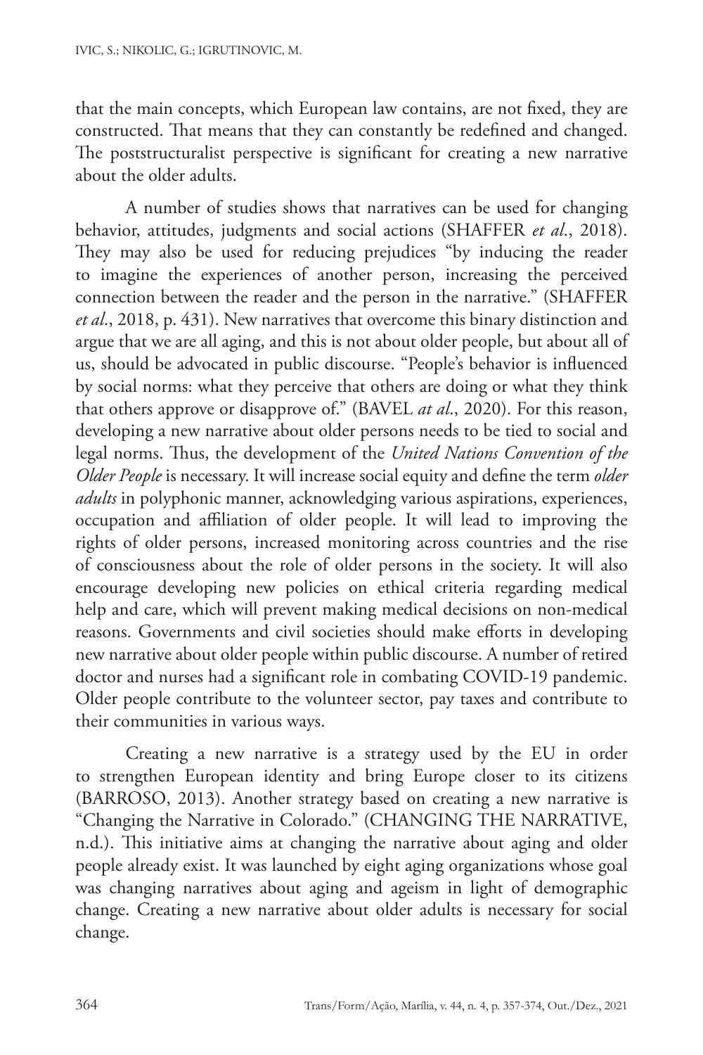that the main concepts, which European law contains, are not fixed, they are constructed. That means that they can constantly be redefined and changed. The poststructuralist perspective is significant for creating a new narrative about the older adults.

A number of studies shows that narratives can be used for changing behavior, attitudes, judgments and social actions (SHAFFER *et al.*, 2018). They may also be used for reducing prejudices "by inducing the reader to imagine the experiences of another person, increasing the perceived connection between the reader and the person in the narrative." (SHAFFER *et al*., 2018, p. 431). New narratives that overcome this binary distinction and argue that we are all aging, and this is not about older people, but about all of us, should be advocated in public discourse. "People's behavior is influenced by social norms: what they perceive that others are doing or what they think that others approve or disapprove of." (BAVEL *at al*., 2020). For this reason, developing a new narrative about older persons needs to be tied to social and legal norms. Thus, the development of the *United Nations Convention of the Older People* is necessary. It will increase social equity and define the term *older adults* in polyphonic manner, acknowledging various aspirations, experiences, occupation and affiliation of older people. It will lead to improving the rights of older persons, increased monitoring across countries and the rise of consciousness about the role of older persons in the society. It will also encourage developing new policies on ethical criteria regarding medical help and care, which will prevent making medical decisions on non-medical reasons. Governments and civil societies should make efforts in developing new narrative about older people within public discourse. A number of retired doctor and nurses had a significant role in combating COVID-19 pandemic. Older people contribute to the volunteer sector, pay taxes and contribute to their communities in various ways.

Creating a new narrative is a strategy used by the EU in order to strengthen European identity and bring Europe closer to its citizens (BARROSO, 2013). Another strategy based on creating a new narrative is "Changing the Narrative in Colorado." (CHANGING THE NARRATIVE, n.d.). This initiative aims at changing the narrative about aging and older people already exist. It was launched by eight aging organizations whose goal was changing narratives about aging and ageism in light of demographic change. Creating a new narrative about older adults is necessary for social change.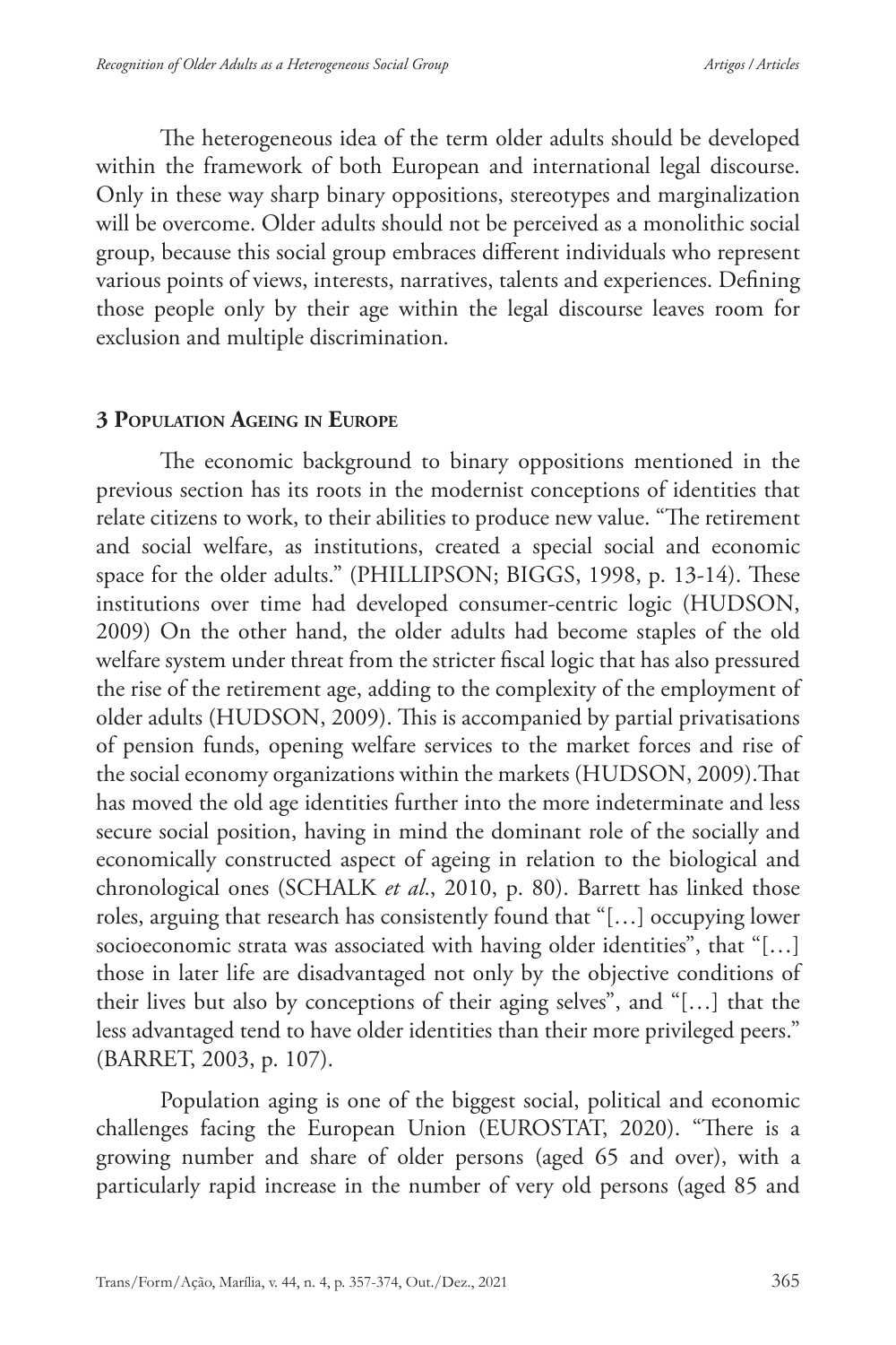The heterogeneous idea of the term older adults should be developed within the framework of both European and international legal discourse. Only in these way sharp binary oppositions, stereotypes and marginalization will be overcome. Older adults should not be perceived as a monolithic social group, because this social group embraces different individuals who represent various points of views, interests, narratives, talents and experiences. Defining those people only by their age within the legal discourse leaves room for exclusion and multiple discrimination.

## 3 Population Ageing in Europe

The economic background to binary oppositions mentioned in the previous section has its roots in the modernist conceptions of identities that relate citizens to work, to their abilities to produce new value. "The retirement and social welfare, as institutions, created a special social and economic space for the older adults." (PHILLIPSON; BIGGS, 1998, p. 13-14). These institutions over time had developed consumer-centric logic (HUDSON, 2009) On the other hand, the older adults had become staples of the old welfare system under threat from the stricter fiscal logic that has also pressured the rise of the retirement age, adding to the complexity of the employment of older adults (HUDSON, 2009). This is accompanied by partial privatisations of pension funds, opening welfare services to the market forces and rise of the social economy organizations within the markets (HUDSON, 2009).That has moved the old age identities further into the more indeterminate and less secure social position, having in mind the dominant role of the socially and economically constructed aspect of ageing in relation to the biological and chronological ones (SCHALK *et al*., 2010, p. 80). Barrett has linked those roles, arguing that research has consistently found that "[…] occupying lower socioeconomic strata was associated with having older identities", that "[…] those in later life are disadvantaged not only by the objective conditions of their lives but also by conceptions of their aging selves", and "[…] that the less advantaged tend to have older identities than their more privileged peers." (BARRET, 2003, p. 107).

Population aging is one of the biggest social, political and economic challenges facing the European Union (EUROSTAT, 2020). "There is a growing number and share of older persons (aged 65 and over), with a particularly rapid increase in the number of very old persons (aged 85 and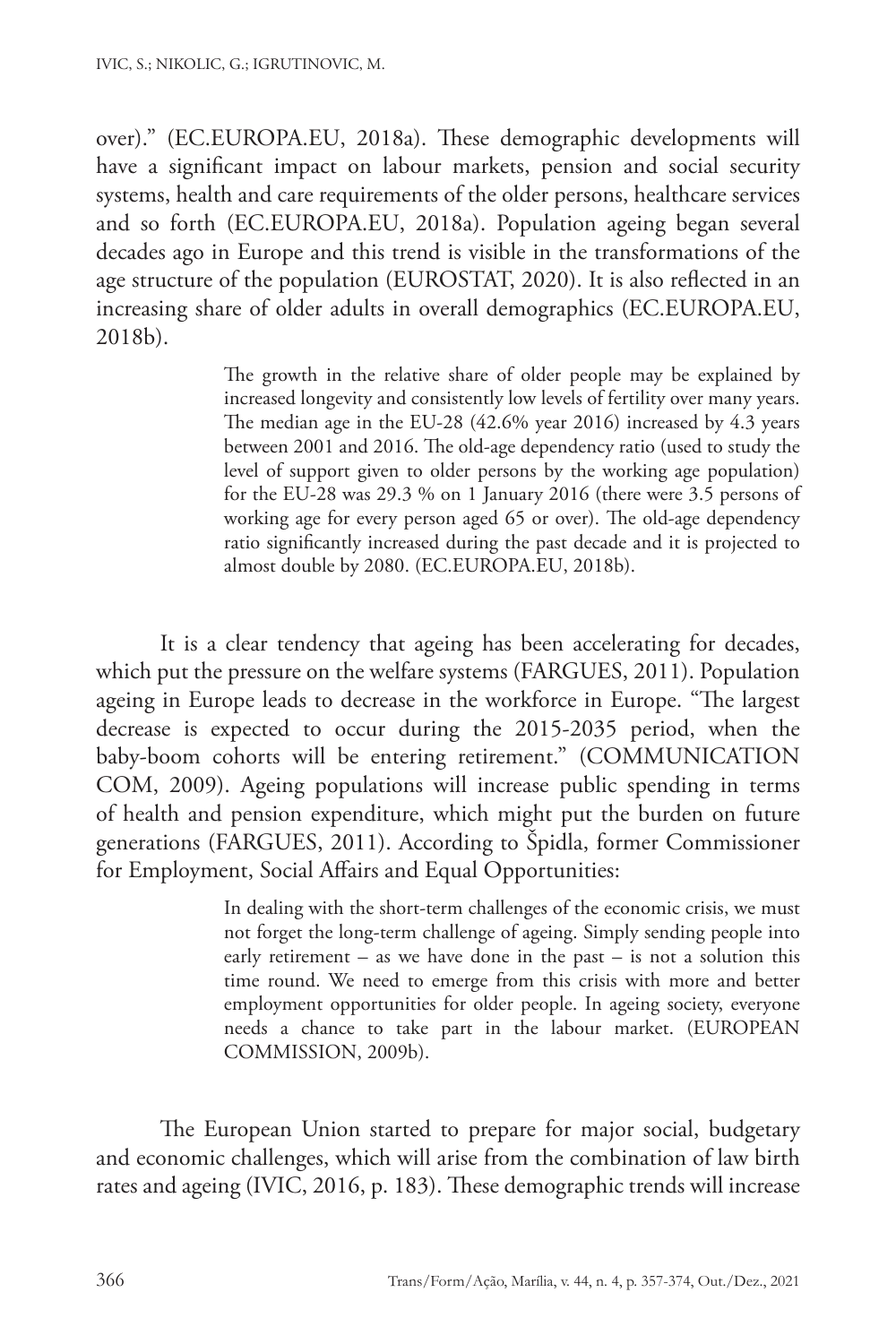over)." (EC.EUROPA.EU, 2018a). These demographic developments will have a significant impact on labour markets, pension and social security systems, health and care requirements of the older persons, healthcare services and so forth (EC.EUROPA.EU, 2018a). Population ageing began several decades ago in Europe and this trend is visible in the transformations of the age structure of the population (EUROSTAT, 2020). It is also reflected in an increasing share of older adults in overall demographics (EC.EUROPA.EU, 2018b).

> The growth in the relative share of older people may be explained by increased longevity and consistently low levels of fertility over many years. The median age in the EU-28 (42.6% year 2016) increased by 4.3 years between 2001 and 2016. The old-age dependency ratio (used to study the level of support given to older persons by the working age population) for the EU-28 was 29.3 % on 1 January 2016 (there were 3.5 persons of working age for every person aged 65 or over). The old-age dependency ratio significantly increased during the past decade and it is projected to almost double by 2080. (EC.EUROPA.EU, 2018b).

It is a clear tendency that ageing has been accelerating for decades, which put the pressure on the welfare systems (FARGUES, 2011). Population ageing in Europe leads to decrease in the workforce in Europe. "The largest decrease is expected to occur during the 2015-2035 period, when the baby-boom cohorts will be entering retirement." (COMMUNICATION COM, 2009). Ageing populations will increase public spending in terms of health and pension expenditure, which might put the burden on future generations (FARGUES, 2011). According to Špidla, former Commissioner for Employment, Social Affairs and Equal Opportunities:

> In dealing with the short-term challenges of the economic crisis, we must not forget the long-term challenge of ageing. Simply sending people into early retirement – as we have done in the past – is not a solution this time round. We need to emerge from this crisis with more and better employment opportunities for older people. In ageing society, everyone needs a chance to take part in the labour market. (EUROPEAN COMMISSION, 2009b).

The European Union started to prepare for major social, budgetary and economic challenges, which will arise from the combination of law birth rates and ageing (IVIC, 2016, p. 183). These demographic trends will increase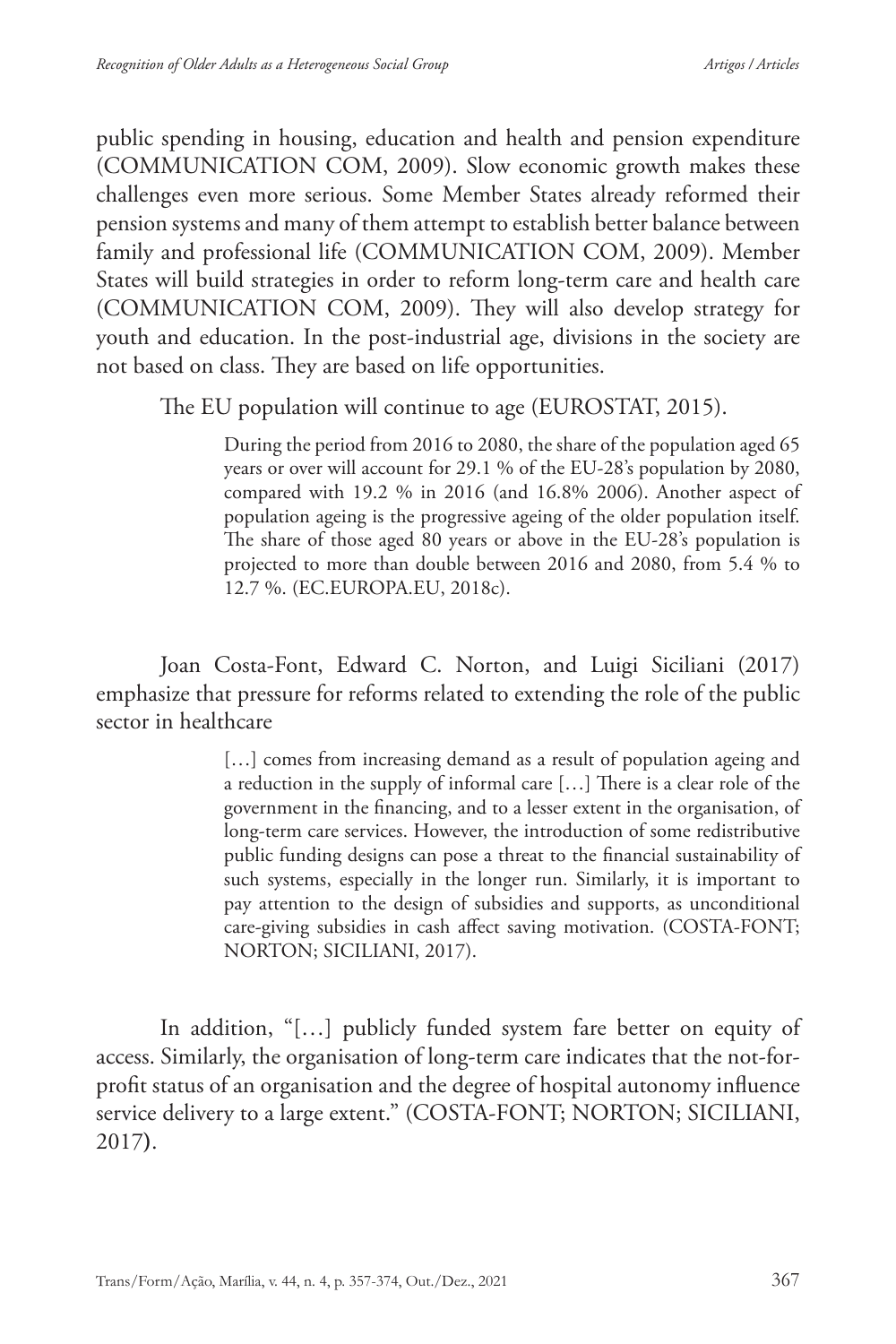public spending in housing, education and health and pension expenditure (COMMUNICATION COM, 2009). Slow economic growth makes these challenges even more serious. Some Member States already reformed their pension systems and many of them attempt to establish better balance between family and professional life (COMMUNICATION COM, 2009). Member States will build strategies in order to reform long-term care and health care (COMMUNICATION COM, 2009). They will also develop strategy for youth and education. In the post-industrial age, divisions in the society are not based on class. They are based on life opportunities.

The EU population will continue to age (EUROSTAT, 2015).

> During the period from 2016 to 2080, the share of the population aged 65 years or over will account for 29.1 % of the EU-28's population by 2080, compared with 19.2 % in 2016 (and 16.8% 2006). Another aspect of population ageing is the progressive ageing of the older population itself. The share of those aged 80 years or above in the EU-28's population is projected to more than double between 2016 and 2080, from 5.4 % to 12.7 %. (EC.EUROPA.EU, 2018c).

Joan Costa-Font, Edward C. Norton, and Luigi Siciliani (2017) emphasize that pressure for reforms related to extending the role of the public sector in healthcare

> […] comes from increasing demand as a result of population ageing and a reduction in the supply of informal care […] There is a clear role of the government in the financing, and to a lesser extent in the organisation, of long-term care services. However, the introduction of some redistributive public funding designs can pose a threat to the financial sustainability of such systems, especially in the longer run. Similarly, it is important to pay attention to the design of subsidies and supports, as unconditional care-giving subsidies in cash affect saving motivation. (COSTA-FONT; NORTON; SICILIANI, 2017).

In addition, "[…] publicly funded system fare better on equity of access. Similarly, the organisation of long-term care indicates that the not-for-profit status of an organisation and the degree of hospital autonomy influence service delivery to a large extent." (COSTA-FONT; NORTON; SICILIANI, 2017).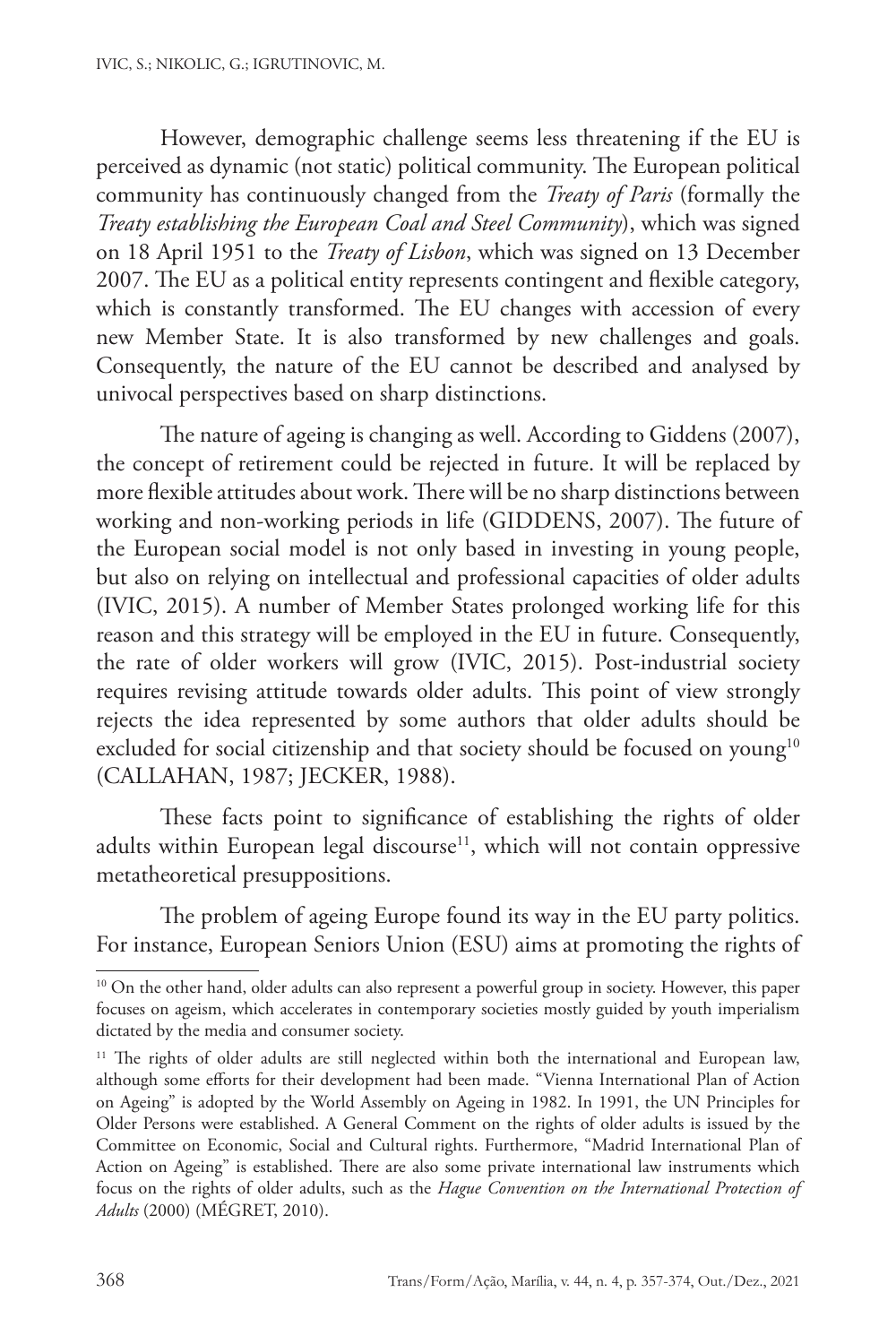However, demographic challenge seems less threatening if the EU is perceived as dynamic (not static) political community. The European political community has continuously changed from the *Treaty of Paris* (formally the *Treaty establishing the European Coal and Steel Community*), which was signed on 18 April 1951 to the *Treaty of Lisbon*, which was signed on 13 December 2007. The EU as a political entity represents contingent and flexible category, which is constantly transformed. The EU changes with accession of every new Member State. It is also transformed by new challenges and goals. Consequently, the nature of the EU cannot be described and analysed by univocal perspectives based on sharp distinctions.

The nature of ageing is changing as well. According to Giddens (2007), the concept of retirement could be rejected in future. It will be replaced by more flexible attitudes about work. There will be no sharp distinctions between working and non-working periods in life (GIDDENS, 2007). The future of the European social model is not only based in investing in young people, but also on relying on intellectual and professional capacities of older adults (IVIC, 2015). A number of Member States prolonged working life for this reason and this strategy will be employed in the EU in future. Consequently, the rate of older workers will grow (IVIC, 2015). Post-industrial society requires revising attitude towards older adults. This point of view strongly rejects the idea represented by some authors that older adults should be excluded for social citizenship and that society should be focused on young[10] (CALLAHAN, 1987; JECKER, 1988).

These facts point to significance of establishing the rights of older adults within European legal discourse[11], which will not contain oppressive metatheoretical presuppositions.

The problem of ageing Europe found its way in the EU party politics. For instance, European Seniors Union (ESU) aims at promoting the rights of

---

[10] On the other hand, older adults can also represent a powerful group in society. However, this paper focuses on ageism, which accelerates in contemporary societies mostly guided by youth imperialism dictated by the media and consumer society.

[11] The rights of older adults are still neglected within both the international and European law, although some efforts for their development had been made. "Vienna International Plan of Action on Ageing" is adopted by the World Assembly on Ageing in 1982. In 1991, the UN Principles for Older Persons were established. A General Comment on the rights of older adults is issued by the Committee on Economic, Social and Cultural rights. Furthermore, "Madrid International Plan of Action on Ageing" is established. There are also some private international law instruments which focus on the rights of older adults, such as the *Hague Convention on the International Protection of Adults* (2000) (MÉGRET, 2010).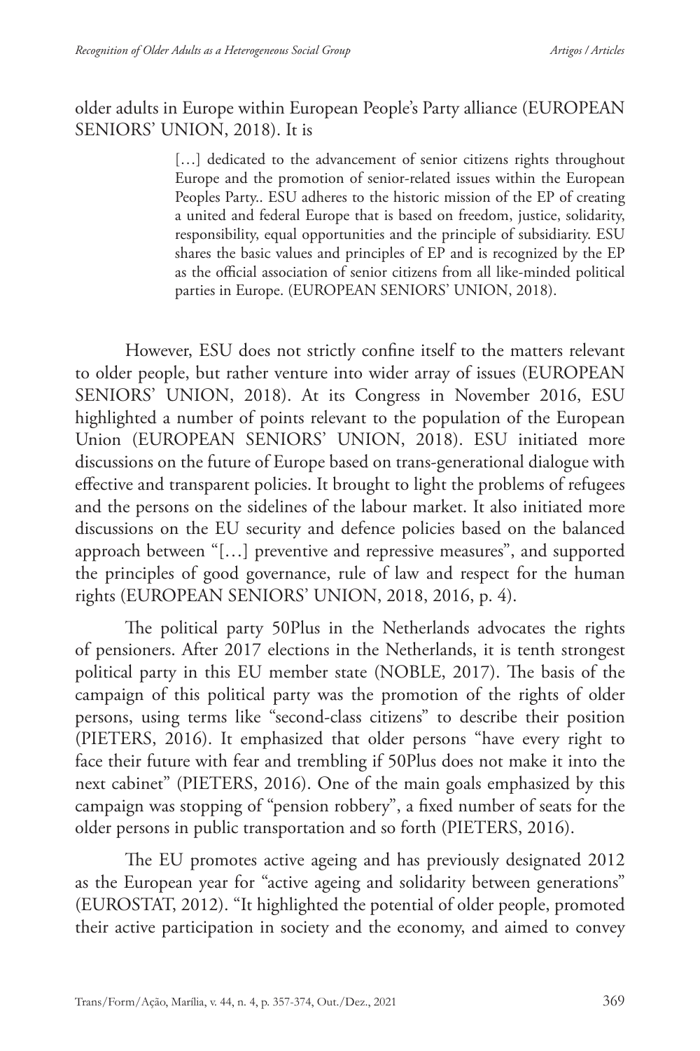older adults in Europe within European People's Party alliance (EUROPEAN SENIORS' UNION, 2018). It is

> […] dedicated to the advancement of senior citizens rights throughout Europe and the promotion of senior-related issues within the European Peoples Party.. ESU adheres to the historic mission of the EP of creating a united and federal Europe that is based on freedom, justice, solidarity, responsibility, equal opportunities and the principle of subsidiarity. ESU shares the basic values and principles of EP and is recognized by the EP as the official association of senior citizens from all like-minded political parties in Europe. (EUROPEAN SENIORS' UNION, 2018).

However, ESU does not strictly confine itself to the matters relevant to older people, but rather venture into wider array of issues (EUROPEAN SENIORS' UNION, 2018). At its Congress in November 2016, ESU highlighted a number of points relevant to the population of the European Union (EUROPEAN SENIORS' UNION, 2018). ESU initiated more discussions on the future of Europe based on trans-generational dialogue with effective and transparent policies. It brought to light the problems of refugees and the persons on the sidelines of the labour market. It also initiated more discussions on the EU security and defence policies based on the balanced approach between "[…] preventive and repressive measures", and supported the principles of good governance, rule of law and respect for the human rights (EUROPEAN SENIORS' UNION, 2018, 2016, p. 4).

The political party 50Plus in the Netherlands advocates the rights of pensioners. After 2017 elections in the Netherlands, it is tenth strongest political party in this EU member state (NOBLE, 2017). The basis of the campaign of this political party was the promotion of the rights of older persons, using terms like "second-class citizens" to describe their position (PIETERS, 2016). It emphasized that older persons "have every right to face their future with fear and trembling if 50Plus does not make it into the next cabinet" (PIETERS, 2016). One of the main goals emphasized by this campaign was stopping of "pension robbery", a fixed number of seats for the older persons in public transportation and so forth (PIETERS, 2016).

The EU promotes active ageing and has previously designated 2012 as the European year for "active ageing and solidarity between generations" (EUROSTAT, 2012). "It highlighted the potential of older people, promoted their active participation in society and the economy, and aimed to convey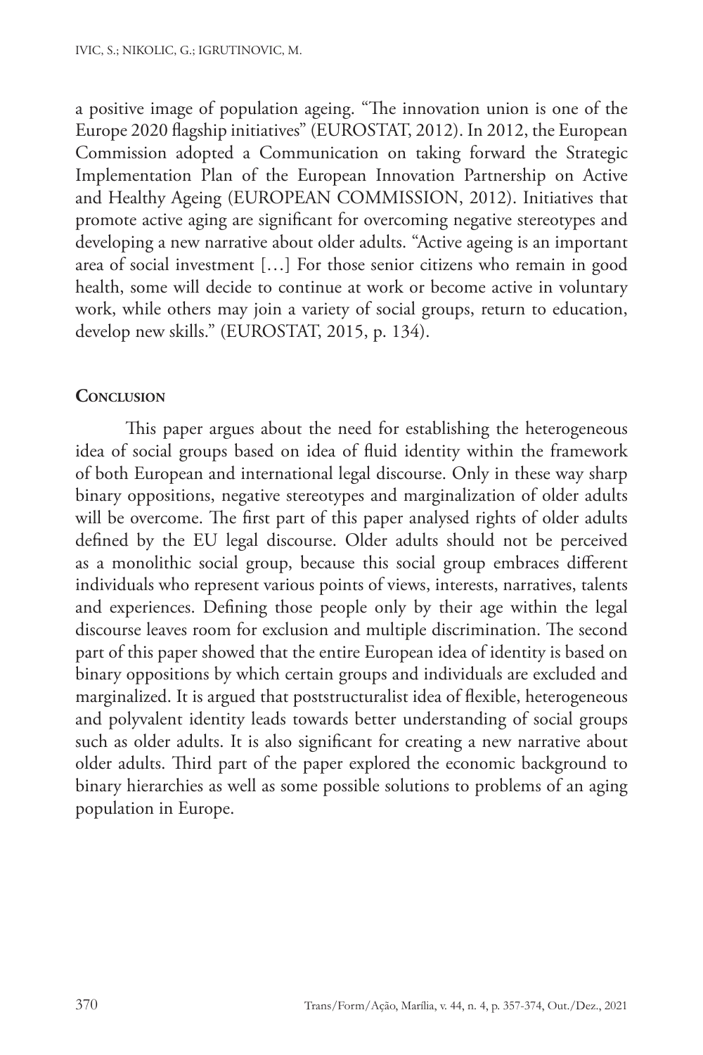a positive image of population ageing. "The innovation union is one of the Europe 2020 flagship initiatives" (EUROSTAT, 2012). In 2012, the European Commission adopted a Communication on taking forward the Strategic Implementation Plan of the European Innovation Partnership on Active and Healthy Ageing (EUROPEAN COMMISSION, 2012). Initiatives that promote active aging are significant for overcoming negative stereotypes and developing a new narrative about older adults. "Active ageing is an important area of social investment […] For those senior citizens who remain in good health, some will decide to continue at work or become active in voluntary work, while others may join a variety of social groups, return to education, develop new skills." (EUROSTAT, 2015, p. 134).

## Conclusion

This paper argues about the need for establishing the heterogeneous idea of social groups based on idea of fluid identity within the framework of both European and international legal discourse. Only in these way sharp binary oppositions, negative stereotypes and marginalization of older adults will be overcome. The first part of this paper analysed rights of older adults defined by the EU legal discourse. Older adults should not be perceived as a monolithic social group, because this social group embraces different individuals who represent various points of views, interests, narratives, talents and experiences. Defining those people only by their age within the legal discourse leaves room for exclusion and multiple discrimination. The second part of this paper showed that the entire European idea of identity is based on binary oppositions by which certain groups and individuals are excluded and marginalized. It is argued that poststructuralist idea of flexible, heterogeneous and polyvalent identity leads towards better understanding of social groups such as older adults. It is also significant for creating a new narrative about older adults. Third part of the paper explored the economic background to binary hierarchies as well as some possible solutions to problems of an aging population in Europe.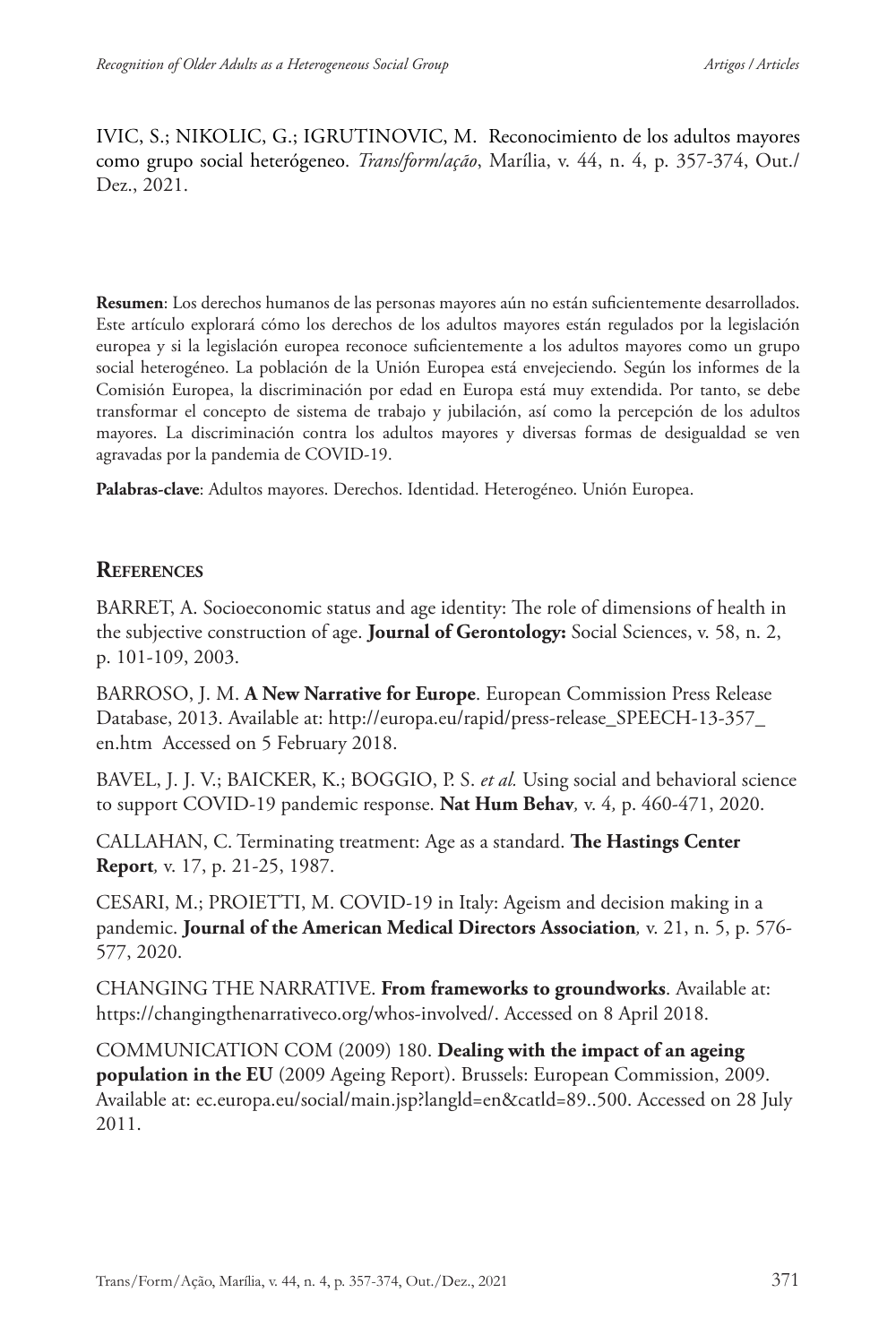IVIC, S.; NIKOLIC, G.; IGRUTINOVIC, M. Reconocimiento de los adultos mayores como grupo social heterógeneo. *Trans/form/ação*, Marília, v. 44, n. 4, p. 357-374, Out./Dez., 2021.

**Resumen**: Los derechos humanos de las personas mayores aún no están suficientemente desarrollados. Este artículo explorará cómo los derechos de los adultos mayores están regulados por la legislación europea y si la legislación europea reconoce suficientemente a los adultos mayores como un grupo social heterogéneo. La población de la Unión Europea está envejeciendo. Según los informes de la Comisión Europea, la discriminación por edad en Europa está muy extendida. Por tanto, se debe transformar el concepto de sistema de trabajo y jubilación, así como la percepción de los adultos mayores. La discriminación contra los adultos mayores y diversas formas de desigualdad se ven agravadas por la pandemia de COVID-19.

**Palabras-clave**: Adultos mayores. Derechos. Identidad. Heterogéneo. Unión Europea.

## References

BARRET, A. Socioeconomic status and age identity: The role of dimensions of health in the subjective construction of age. **Journal of Gerontology:** Social Sciences, v. 58, n. 2, p. 101-109, 2003.

BARROSO, J. M. **A New Narrative for Europe**. European Commission Press Release Database, 2013. Available at: http://europa.eu/rapid/press-release_SPEECH-13-357_en.htm Accessed on 5 February 2018.

BAVEL, J. J. V.; BAICKER, K.; BOGGIO, P. S. *et al.* Using social and behavioral science to support COVID-19 pandemic response. **Nat Hum Behav***,* v. 4*,* p. 460-471, 2020.

CALLAHAN, C. Terminating treatment: Age as a standard. **The Hastings Center Report***,* v. 17, p. 21-25, 1987.

CESARI, M.; PROIETTI, M. COVID-19 in Italy: Ageism and decision making in a pandemic. **Journal of the American Medical Directors Association***,* v. 21, n. 5, p. 576-577, 2020.

CHANGING THE NARRATIVE. **From frameworks to groundworks**. Available at: https://changingthenarrativeco.org/whos-involved/. Accessed on 8 April 2018.

COMMUNICATION COM (2009) 180. **Dealing with the impact of an ageing population in the EU** (2009 Ageing Report). Brussels: European Commission, 2009. Available at: ec.europa.eu/social/main.jsp?langld=en&catld=89..500. Accessed on 28 July 2011.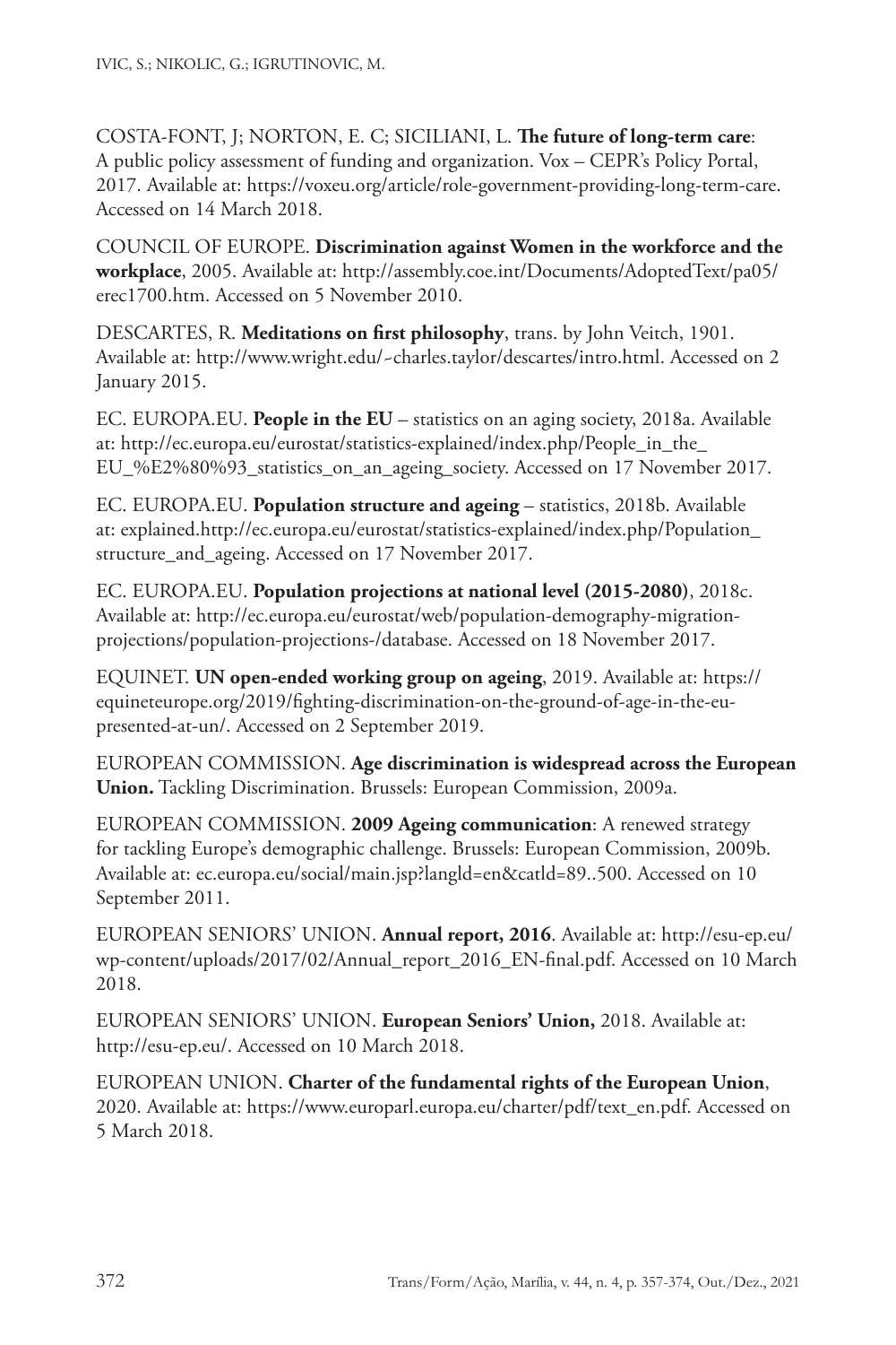COSTA-FONT, J; NORTON, E. C; SICILIANI, L. **The future of long-term care**: A public policy assessment of funding and organization. Vox – CEPR's Policy Portal, 2017. Available at: https://voxeu.org/article/role-government-providing-long-term-care. Accessed on 14 March 2018.

COUNCIL OF EUROPE. **Discrimination against Women in the workforce and the workplace**, 2005. Available at: http://assembly.coe.int/Documents/AdoptedText/pa05/erec1700.htm. Accessed on 5 November 2010.

DESCARTES, R. **Meditations on first philosophy**, trans. by John Veitch, 1901. Available at: http://www.wright.edu/~charles.taylor/descartes/intro.html. Accessed on 2 January 2015.

EC. EUROPA.EU. **People in the EU** – statistics on an aging society, 2018a. Available at: http://ec.europa.eu/eurostat/statistics-explained/index.php/People_in_the_EU_%E2%80%93_statistics_on_an_ageing_society. Accessed on 17 November 2017.

EC. EUROPA.EU. **Population structure and ageing** – statistics, 2018b. Available at: explained.http://ec.europa.eu/eurostat/statistics-explained/index.php/Population_structure_and_ageing. Accessed on 17 November 2017.

EC. EUROPA.EU. **Population projections at national level (2015-2080)**, 2018c. Available at: http://ec.europa.eu/eurostat/web/population-demography-migration-projections/population-projections-/database. Accessed on 18 November 2017.

EQUINET. **UN open-ended working group on ageing**, 2019. Available at: https://equineteurope.org/2019/fighting-discrimination-on-the-ground-of-age-in-the-eu-presented-at-un/. Accessed on 2 September 2019.

EUROPEAN COMMISSION. **Age discrimination is widespread across the European Union.** Tackling Discrimination. Brussels: European Commission, 2009a.

EUROPEAN COMMISSION. **2009 Ageing communication**: A renewed strategy for tackling Europe's demographic challenge. Brussels: European Commission, 2009b. Available at: ec.europa.eu/social/main.jsp?langld=en&catld=89..500. Accessed on 10 September 2011.

EUROPEAN SENIORS' UNION. **Annual report, 2016**. Available at: http://esu-ep.eu/wp-content/uploads/2017/02/Annual_report_2016_EN-final.pdf. Accessed on 10 March 2018.

EUROPEAN SENIORS' UNION. **European Seniors' Union,** 2018. Available at: http://esu-ep.eu/. Accessed on 10 March 2018.

EUROPEAN UNION. **Charter of the fundamental rights of the European Union**, 2020. Available at: https://www.europarl.europa.eu/charter/pdf/text_en.pdf. Accessed on 5 March 2018.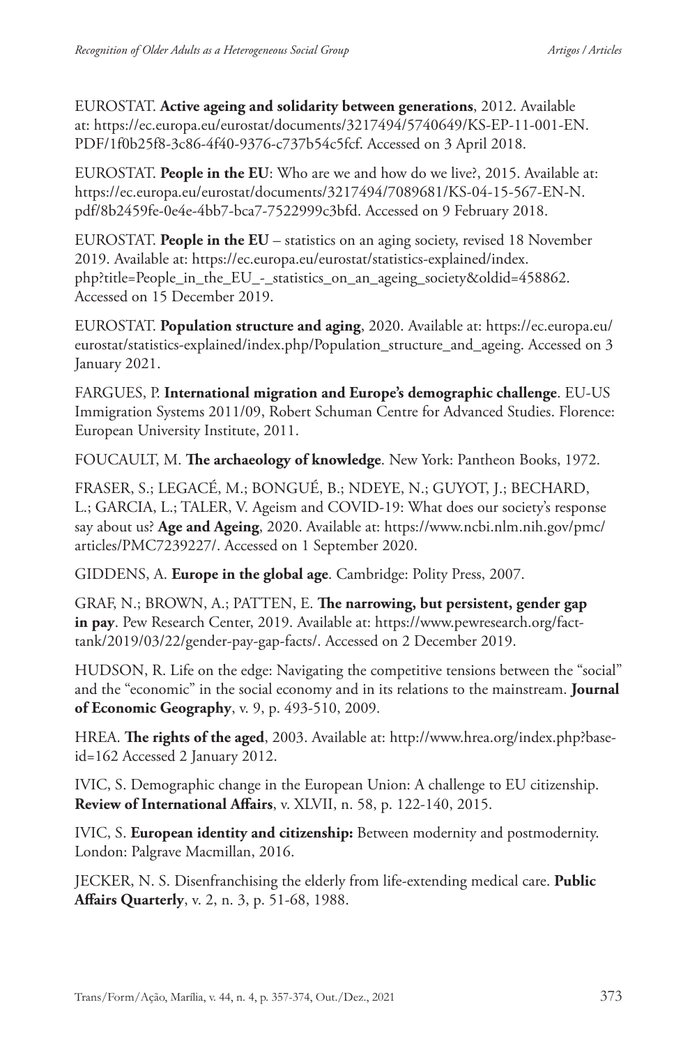EUROSTAT. **Active ageing and solidarity between generations**, 2012. Available at: https://ec.europa.eu/eurostat/documents/3217494/5740649/KS-EP-11-001-EN.PDF/1f0b25f8-3c86-4f40-9376-c737b54c5fcf. Accessed on 3 April 2018.

EUROSTAT. **People in the EU**: Who are we and how do we live?, 2015. Available at: https://ec.europa.eu/eurostat/documents/3217494/7089681/KS-04-15-567-EN-N.pdf/8b2459fe-0e4e-4bb7-bca7-7522999c3bfd. Accessed on 9 February 2018.

EUROSTAT. **People in the EU** – statistics on an aging society, revised 18 November 2019. Available at: https://ec.europa.eu/eurostat/statistics-explained/index.php?title=People_in_the_EU_-_statistics_on_an_ageing_society&oldid=458862. Accessed on 15 December 2019.

EUROSTAT. **Population structure and aging**, 2020. Available at: https://ec.europa.eu/eurostat/statistics-explained/index.php/Population_structure_and_ageing. Accessed on 3 January 2021.

FARGUES, P. **International migration and Europe's demographic challenge**. EU-US Immigration Systems 2011/09, Robert Schuman Centre for Advanced Studies. Florence: European University Institute, 2011.

FOUCAULT, M. **The archaeology of knowledge**. New York: Pantheon Books, 1972.

FRASER, S.; LEGACÉ, M.; BONGUÉ, B.; NDEYE, N.; GUYOT, J.; BECHARD, L.; GARCIA, L.; TALER, V. Ageism and COVID-19: What does our society's response say about us? **Age and Ageing**, 2020. Available at: https://www.ncbi.nlm.nih.gov/pmc/articles/PMC7239227/. Accessed on 1 September 2020.

GIDDENS, A. **Europe in the global age**. Cambridge: Polity Press, 2007.

GRAF, N.; BROWN, A.; PATTEN, E. **The narrowing, but persistent, gender gap in pay**. Pew Research Center, 2019. Available at: https://www.pewresearch.org/fact-tank/2019/03/22/gender-pay-gap-facts/. Accessed on 2 December 2019.

HUDSON, R. Life on the edge: Navigating the competitive tensions between the "social" and the "economic" in the social economy and in its relations to the mainstream. **Journal of Economic Geography**, v. 9, p. 493-510, 2009.

HREA. **The rights of the aged**, 2003. Available at: http://www.hrea.org/index.php?base-id=162 Accessed 2 January 2012.

IVIC, S. Demographic change in the European Union: A challenge to EU citizenship. **Review of International Affairs**, v. XLVII, n. 58, p. 122-140, 2015.

IVIC, S. **European identity and citizenship:** Between modernity and postmodernity. London: Palgrave Macmillan, 2016.

JECKER, N. S. Disenfranchising the elderly from life-extending medical care. **Public Affairs Quarterly**, v. 2, n. 3, p. 51-68, 1988.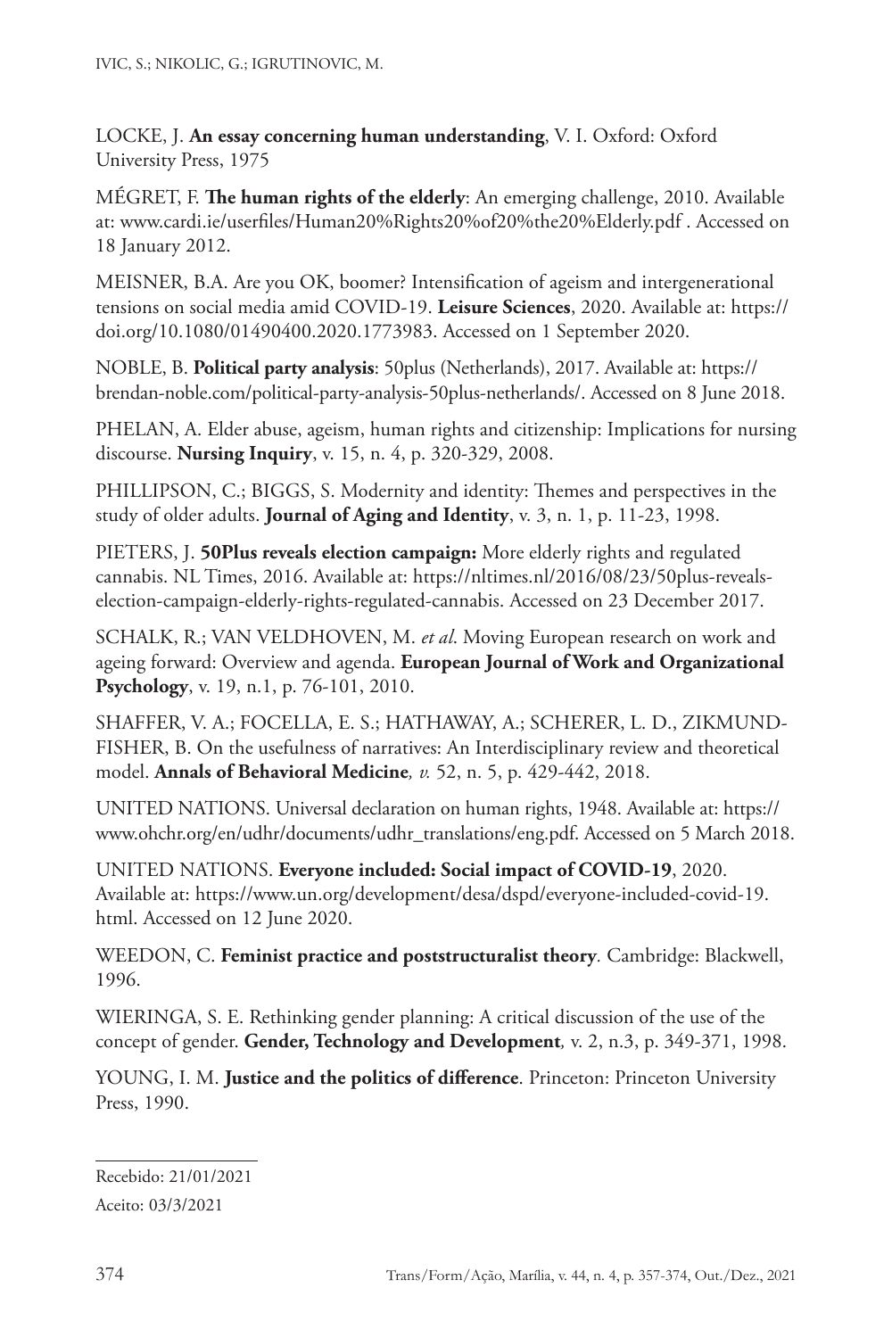LOCKE, J. **An essay concerning human understanding**, V. I. Oxford: Oxford University Press, 1975

MÉGRET, F. **The human rights of the elderly**: An emerging challenge, 2010. Available at: www.cardi.ie/userfiles/Human20%Rights20%of20%the20%Elderly.pdf . Accessed on 18 January 2012.

MEISNER, B.A. Are you OK, boomer? Intensification of ageism and intergenerational tensions on social media amid COVID-19. **Leisure Sciences**, 2020. Available at: https://doi.org/10.1080/01490400.2020.1773983. Accessed on 1 September 2020.

NOBLE, B. **Political party analysis**: 50plus (Netherlands), 2017. Available at: https://brendan-noble.com/political-party-analysis-50plus-netherlands/. Accessed on 8 June 2018.

PHELAN, A. Elder abuse, ageism, human rights and citizenship: Implications for nursing discourse. **Nursing Inquiry**, v. 15, n. 4, p. 320-329, 2008.

PHILLIPSON, C.; BIGGS, S. Modernity and identity: Themes and perspectives in the study of older adults. **Journal of Aging and Identity**, v. 3, n. 1, p. 11-23, 1998.

PIETERS, J. **50Plus reveals election campaign:** More elderly rights and regulated cannabis. NL Times, 2016. Available at: https://nltimes.nl/2016/08/23/50plus-reveals-election-campaign-elderly-rights-regulated-cannabis. Accessed on 23 December 2017.

SCHALK, R.; VAN VELDHOVEN, M. *et al*. Moving European research on work and ageing forward: Overview and agenda. **European Journal of Work and Organizational Psychology**, v. 19, n.1, p. 76-101, 2010.

SHAFFER, V. A.; FOCELLA, E. S.; HATHAWAY, A.; SCHERER, L. D., ZIKMUND-FISHER, B. On the usefulness of narratives: An Interdisciplinary review and theoretical model. **Annals of Behavioral Medicine***, v.* 52, n. 5, p. 429-442, 2018.

UNITED NATIONS. Universal declaration on human rights, 1948. Available at: https://www.ohchr.org/en/udhr/documents/udhr_translations/eng.pdf. Accessed on 5 March 2018.

UNITED NATIONS. **Everyone included: Social impact of COVID-19**, 2020. Available at: https://www.un.org/development/desa/dspd/everyone-included-covid-19.html. Accessed on 12 June 2020.

WEEDON, C. **Feminist practice and poststructuralist theory***.* Cambridge: Blackwell, 1996.

WIERINGA, S. E. Rethinking gender planning: A critical discussion of the use of the concept of gender. **Gender, Technology and Development***,* v. 2, n.3, p. 349-371, 1998.

YOUNG, I. M. **Justice and the politics of difference**. Princeton: Princeton University Press, 1990.

---

Recebido: 21/01/2021

Aceito: 03/3/2021